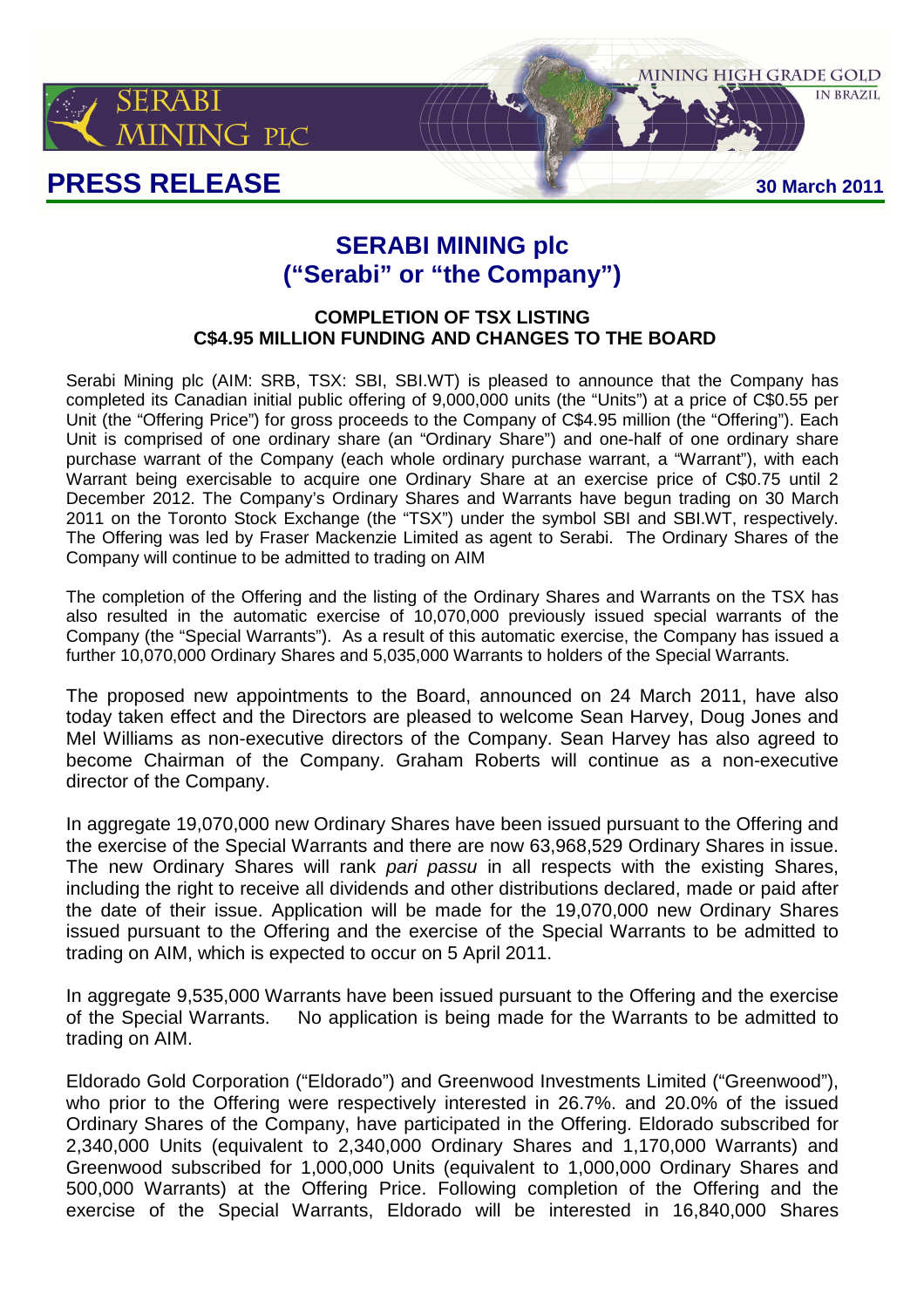# PRESS RELEASE

30 March 2011

## SERABI MINING plc
## ("Serabi" or "the Company")

### COMPLETION OF TSX LISTING
### C$4.95 MILLION FUNDING AND CHANGES TO THE BOARD

Serabi Mining plc (AIM: SRB, TSX: SBI, SBI.WT) is pleased to announce that the Company has completed its Canadian initial public offering of 9,000,000 units (the "Units") at a price of C$0.55 per Unit (the "Offering Price") for gross proceeds to the Company of C$4.95 million (the "Offering"). Each Unit is comprised of one ordinary share (an "Ordinary Share") and one-half of one ordinary share purchase warrant of the Company (each whole ordinary purchase warrant, a "Warrant"), with each Warrant being exercisable to acquire one Ordinary Share at an exercise price of C$0.75 until 2 December 2012. The Company's Ordinary Shares and Warrants have begun trading on 30 March 2011 on the Toronto Stock Exchange (the "TSX") under the symbol SBI and SBI.WT, respectively. The Offering was led by Fraser Mackenzie Limited as agent to Serabi. The Ordinary Shares of the Company will continue to be admitted to trading on AIM

The completion of the Offering and the listing of the Ordinary Shares and Warrants on the TSX has also resulted in the automatic exercise of 10,070,000 previously issued special warrants of the Company (the "Special Warrants"). As a result of this automatic exercise, the Company has issued a further 10,070,000 Ordinary Shares and 5,035,000 Warrants to holders of the Special Warrants.

The proposed new appointments to the Board, announced on 24 March 2011, have also today taken effect and the Directors are pleased to welcome Sean Harvey, Doug Jones and Mel Williams as non-executive directors of the Company. Sean Harvey has also agreed to become Chairman of the Company. Graham Roberts will continue as a non-executive director of the Company.

In aggregate 19,070,000 new Ordinary Shares have been issued pursuant to the Offering and the exercise of the Special Warrants and there are now 63,968,529 Ordinary Shares in issue. The new Ordinary Shares will rank *pari passu* in all respects with the existing Shares, including the right to receive all dividends and other distributions declared, made or paid after the date of their issue. Application will be made for the 19,070,000 new Ordinary Shares issued pursuant to the Offering and the exercise of the Special Warrants to be admitted to trading on AIM, which is expected to occur on 5 April 2011.

In aggregate 9,535,000 Warrants have been issued pursuant to the Offering and the exercise of the Special Warrants. No application is being made for the Warrants to be admitted to trading on AIM.

Eldorado Gold Corporation ("Eldorado") and Greenwood Investments Limited ("Greenwood"), who prior to the Offering were respectively interested in 26.7%. and 20.0% of the issued Ordinary Shares of the Company, have participated in the Offering. Eldorado subscribed for 2,340,000 Units (equivalent to 2,340,000 Ordinary Shares and 1,170,000 Warrants) and Greenwood subscribed for 1,000,000 Units (equivalent to 1,000,000 Ordinary Shares and 500,000 Warrants) at the Offering Price. Following completion of the Offering and the exercise of the Special Warrants, Eldorado will be interested in 16,840,000 Shares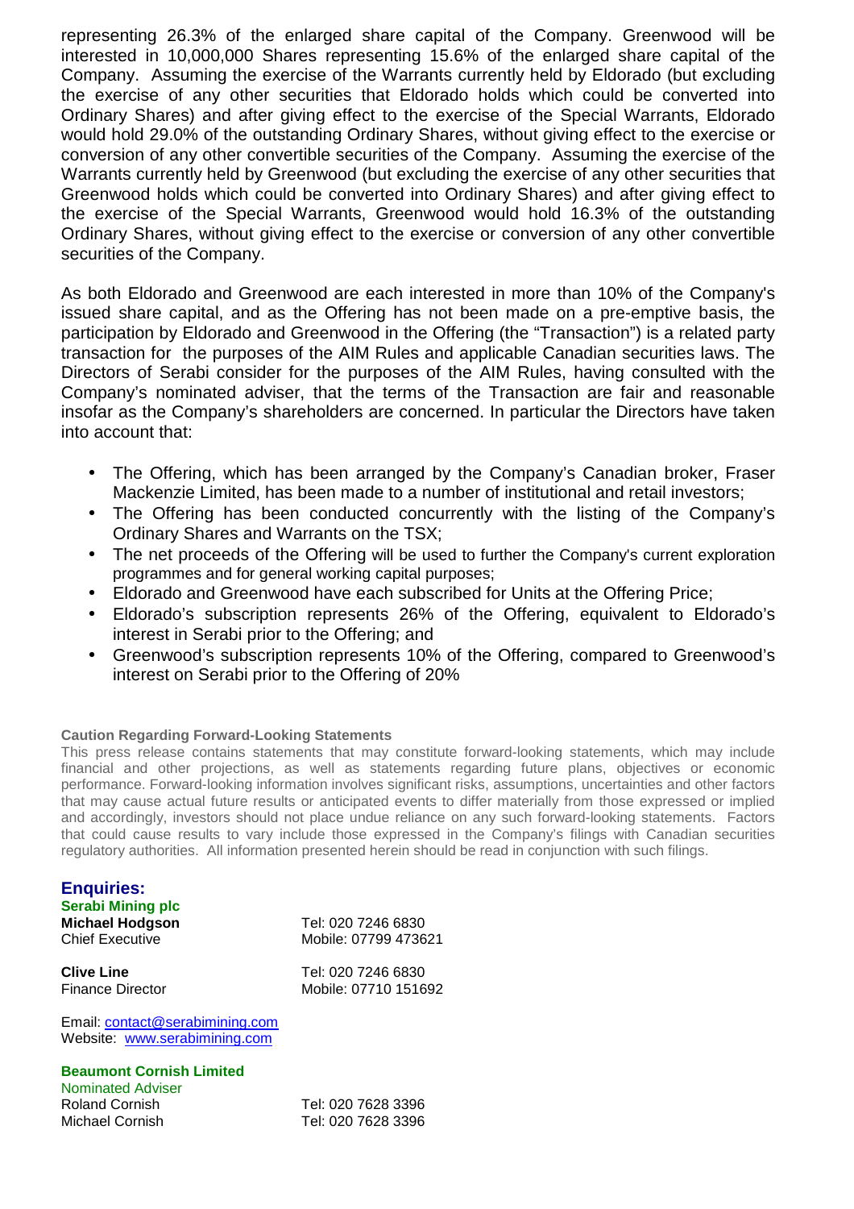representing 26.3% of the enlarged share capital of the Company. Greenwood will be interested in 10,000,000 Shares representing 15.6% of the enlarged share capital of the Company. Assuming the exercise of the Warrants currently held by Eldorado (but excluding the exercise of any other securities that Eldorado holds which could be converted into Ordinary Shares) and after giving effect to the exercise of the Special Warrants, Eldorado would hold 29.0% of the outstanding Ordinary Shares, without giving effect to the exercise or conversion of any other convertible securities of the Company. Assuming the exercise of the Warrants currently held by Greenwood (but excluding the exercise of any other securities that Greenwood holds which could be converted into Ordinary Shares) and after giving effect to the exercise of the Special Warrants, Greenwood would hold 16.3% of the outstanding Ordinary Shares, without giving effect to the exercise or conversion of any other convertible securities of the Company.

As both Eldorado and Greenwood are each interested in more than 10% of the Company's issued share capital, and as the Offering has not been made on a pre-emptive basis, the participation by Eldorado and Greenwood in the Offering (the "Transaction") is a related party transaction for the purposes of the AIM Rules and applicable Canadian securities laws. The Directors of Serabi consider for the purposes of the AIM Rules, having consulted with the Company's nominated adviser, that the terms of the Transaction are fair and reasonable insofar as the Company's shareholders are concerned. In particular the Directors have taken into account that:

- The Offering, which has been arranged by the Company's Canadian broker, Fraser Mackenzie Limited, has been made to a number of institutional and retail investors;
- The Offering has been conducted concurrently with the listing of the Company's Ordinary Shares and Warrants on the TSX;
- The net proceeds of the Offering will be used to further the Company's current exploration programmes and for general working capital purposes;
- Eldorado and Greenwood have each subscribed for Units at the Offering Price;
- Eldorado's subscription represents 26% of the Offering, equivalent to Eldorado's interest in Serabi prior to the Offering; and
- Greenwood's subscription represents 10% of the Offering, compared to Greenwood's interest on Serabi prior to the Offering of 20%

**Caution Regarding Forward-Looking Statements**

This press release contains statements that may constitute forward-looking statements, which may include financial and other projections, as well as statements regarding future plans, objectives or economic performance. Forward-looking information involves significant risks, assumptions, uncertainties and other factors that may cause actual future results or anticipated events to differ materially from those expressed or implied and accordingly, investors should not place undue reliance on any such forward-looking statements. Factors that could cause results to vary include those expressed in the Company's filings with Canadian securities regulatory authorities. All information presented herein should be read in conjunction with such filings.

## Enquiries:

**Serabi Mining plc**

| | |
|---|---|
| **Michael Hodgson** | Tel: 020 7246 6830 |
| Chief Executive | Mobile: 07799 473621 |
| | |
| **Clive Line** | Tel: 020 7246 6830 |
| Finance Director | Mobile: 07710 151692 |

Email: contact@serabimining.com
Website: www.serabimining.com

**Beaumont Cornish Limited**

Nominated Adviser

| | |
|---|---|
| Roland Cornish | Tel: 020 7628 3396 |
| Michael Cornish | Tel: 020 7628 3396 |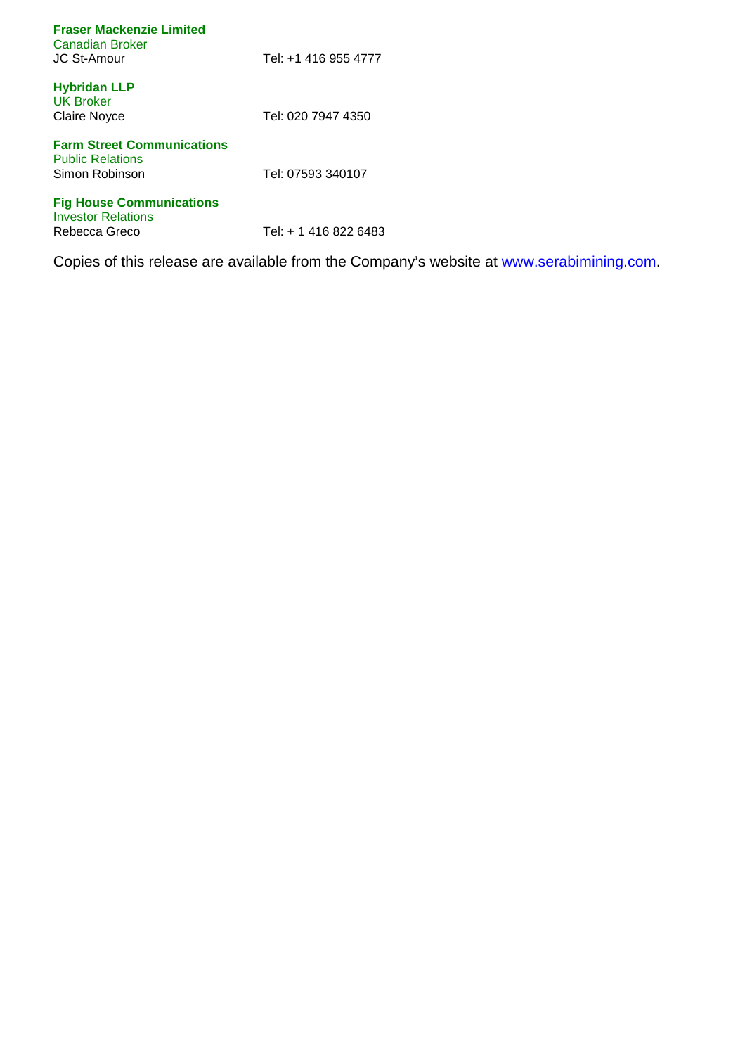**Fraser Mackenzie Limited**
Canadian Broker
JC St-Amour Tel: +1 416 955 4777

**Hybridan LLP**
UK Broker
Claire Noyce Tel: 020 7947 4350

**Farm Street Communications**
Public Relations
Simon Robinson Tel: 07593 340107

**Fig House Communications**
Investor Relations
Rebecca Greco Tel: + 1 416 822 6483

Copies of this release are available from the Company's website at www.serabimining.com.